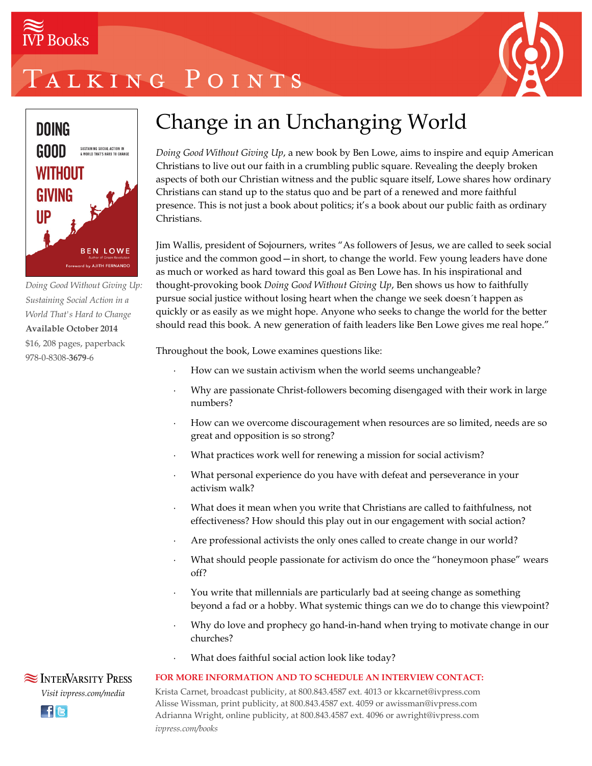IVP Books

# Talking Points

*Doing Good Without Giving Up: Sustaining Social Action in a World That's Hard to Change*
**Available October 2014**
$16, 208 pages, paperback
978-0-8308-**3679**-6

## Change in an Unchanging World

*Doing Good Without Giving Up*, a new book by Ben Lowe, aims to inspire and equip American Christians to live out our faith in a crumbling public square. Revealing the deeply broken aspects of both our Christian witness and the public square itself, Lowe shares how ordinary Christians can stand up to the status quo and be part of a renewed and more faithful presence. This is not just a book about politics; it's a book about our public faith as ordinary Christians.

Jim Wallis, president of Sojourners, writes "As followers of Jesus, we are called to seek social justice and the common good—in short, to change the world. Few young leaders have done as much or worked as hard toward this goal as Ben Lowe has. In his inspirational and thought-provoking book *Doing Good Without Giving Up*, Ben shows us how to faithfully pursue social justice without losing heart when the change we seek doesn´t happen as quickly or as easily as we might hope. Anyone who seeks to change the world for the better should read this book. A new generation of faith leaders like Ben Lowe gives me real hope."

Throughout the book, Lowe examines questions like:

- How can we sustain activism when the world seems unchangeable?
- Why are passionate Christ-followers becoming disengaged with their work in large numbers?
- How can we overcome discouragement when resources are so limited, needs are so great and opposition is so strong?
- What practices work well for renewing a mission for social activism?
- What personal experience do you have with defeat and perseverance in your activism walk?
- What does it mean when you write that Christians are called to faithfulness, not effectiveness? How should this play out in our engagement with social action?
- Are professional activists the only ones called to create change in our world?
- What should people passionate for activism do once the "honeymoon phase" wears off?
- You write that millennials are particularly bad at seeing change as something beyond a fad or a hobby. What systemic things can we do to change this viewpoint?
- Why do love and prophecy go hand-in-hand when trying to motivate change in our churches?
- What does faithful social action look like today?

InterVarsity Press
*Visit ivpress.com/media*

**FOR MORE INFORMATION AND TO SCHEDULE AN INTERVIEW CONTACT:**

Krista Carnet, broadcast publicity, at 800.843.4587 ext. 4013 or kkcarnet@ivpress.com
Alisse Wissman, print publicity, at 800.843.4587 ext. 4059 or awissman@ivpress.com
Adrianna Wright, online publicity, at 800.843.4587 ext. 4096 or awright@ivpress.com
*ivpress.com/books*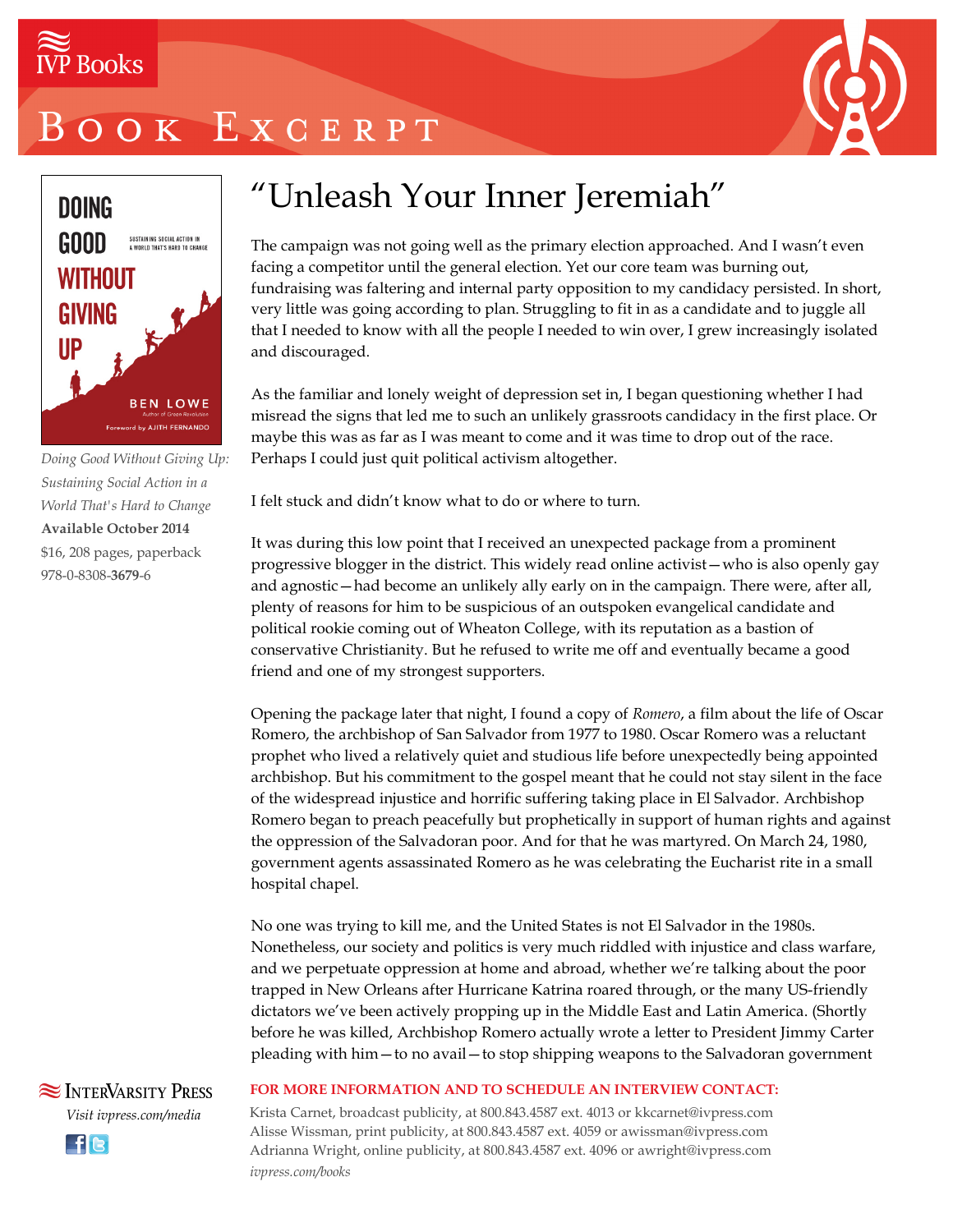IVP Books

# Book Excerpt

**DOING GOOD WITHOUT GIVING UP**
SUSTAINING SOCIAL ACTION IN A WORLD THAT'S HARD TO CHANGE
BEN LOWE
Author of Green Revolution
Foreword by AJITH FERNANDO

*Doing Good Without Giving Up: Sustaining Social Action in a World That's Hard to Change*
**Available October 2014**
$16, 208 pages, paperback
978-0-8308-**3679**-6

## "Unleash Your Inner Jeremiah"

The campaign was not going well as the primary election approached. And I wasn't even facing a competitor until the general election. Yet our core team was burning out, fundraising was faltering and internal party opposition to my candidacy persisted. In short, very little was going according to plan. Struggling to fit in as a candidate and to juggle all that I needed to know with all the people I needed to win over, I grew increasingly isolated and discouraged.

As the familiar and lonely weight of depression set in, I began questioning whether I had misread the signs that led me to such an unlikely grassroots candidacy in the first place. Or maybe this was as far as I was meant to come and it was time to drop out of the race. Perhaps I could just quit political activism altogether.

I felt stuck and didn't know what to do or where to turn.

It was during this low point that I received an unexpected package from a prominent progressive blogger in the district. This widely read online activist—who is also openly gay and agnostic—had become an unlikely ally early on in the campaign. There were, after all, plenty of reasons for him to be suspicious of an outspoken evangelical candidate and political rookie coming out of Wheaton College, with its reputation as a bastion of conservative Christianity. But he refused to write me off and eventually became a good friend and one of my strongest supporters.

Opening the package later that night, I found a copy of *Romero*, a film about the life of Oscar Romero, the archbishop of San Salvador from 1977 to 1980. Oscar Romero was a reluctant prophet who lived a relatively quiet and studious life before unexpectedly being appointed archbishop. But his commitment to the gospel meant that he could not stay silent in the face of the widespread injustice and horrific suffering taking place in El Salvador. Archbishop Romero began to preach peacefully but prophetically in support of human rights and against the oppression of the Salvadoran poor. And for that he was martyred. On March 24, 1980, government agents assassinated Romero as he was celebrating the Eucharist rite in a small hospital chapel.

No one was trying to kill me, and the United States is not El Salvador in the 1980s. Nonetheless, our society and politics is very much riddled with injustice and class warfare, and we perpetuate oppression at home and abroad, whether we're talking about the poor trapped in New Orleans after Hurricane Katrina roared through, or the many US-friendly dictators we've been actively propping up in the Middle East and Latin America. (Shortly before he was killed, Archbishop Romero actually wrote a letter to President Jimmy Carter pleading with him—to no avail—to stop shipping weapons to the Salvadoran government

InterVarsity Press
*Visit ivpress.com/media*

**FOR MORE INFORMATION AND TO SCHEDULE AN INTERVIEW CONTACT:**
Krista Carnet, broadcast publicity, at 800.843.4587 ext. 4013 or kkcarnet@ivpress.com
Alisse Wissman, print publicity, at 800.843.4587 ext. 4059 or awissman@ivpress.com
Adrianna Wright, online publicity, at 800.843.4587 ext. 4096 or awright@ivpress.com
*ivpress.com/books*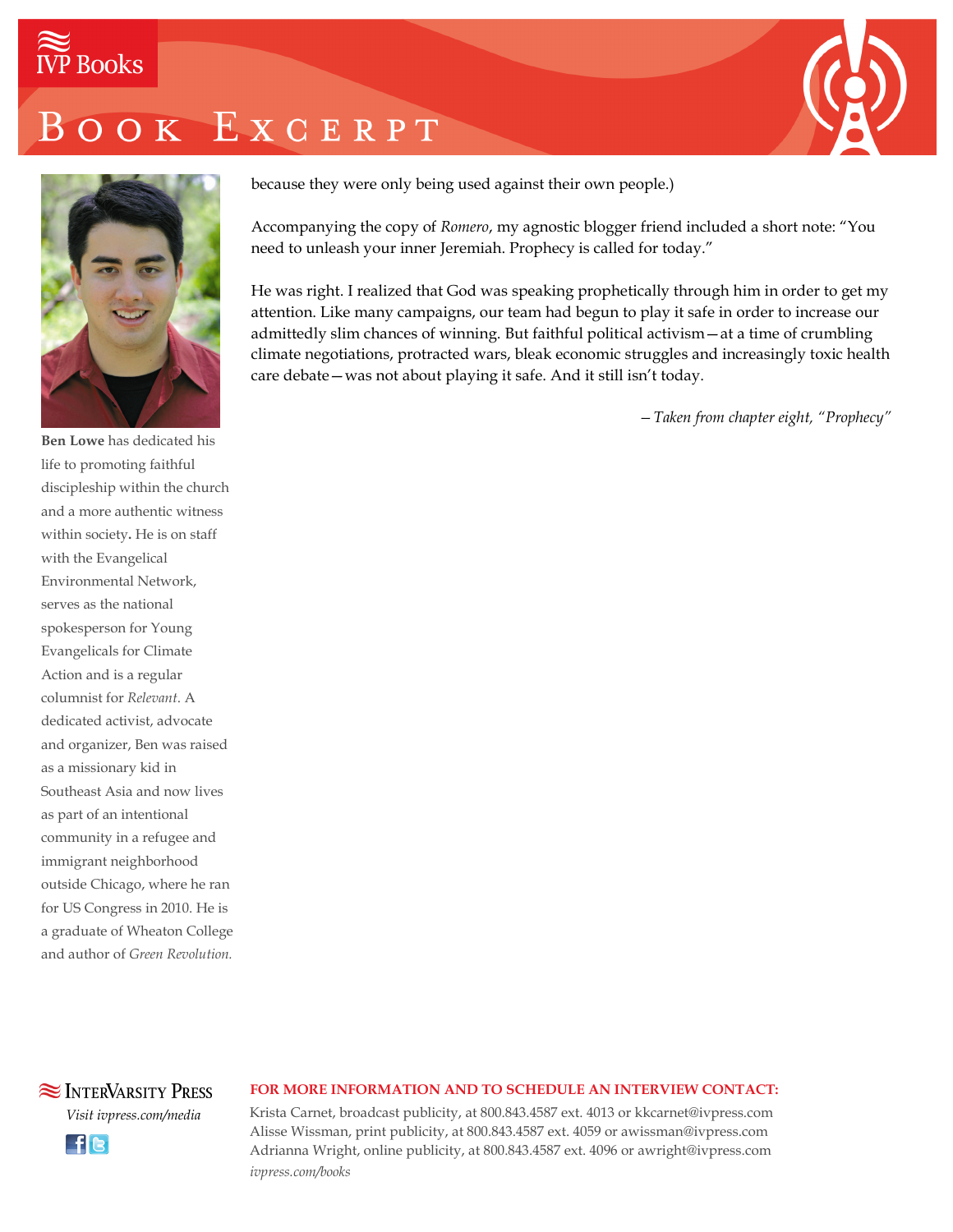# Book Excerpt

because they were only being used against their own people.)

Accompanying the copy of *Romero*, my agnostic blogger friend included a short note: “You need to unleash your inner Jeremiah. Prophecy is called for today.”

He was right. I realized that God was speaking prophetically through him in order to get my attention. Like many campaigns, our team had begun to play it safe in order to increase our admittedly slim chances of winning. But faithful political activism—at a time of crumbling climate negotiations, protracted wars, bleak economic struggles and increasingly toxic health care debate—was not about playing it safe. And it still isn't today.

*– Taken from chapter eight, “Prophecy”*

**Ben Lowe** has dedicated his life to promoting faithful discipleship within the church and a more authentic witness within society**.** He is on staff with the Evangelical Environmental Network, serves as the national spokesperson for Young Evangelicals for Climate Action and is a regular columnist for *Relevant*. A dedicated activist, advocate and organizer, Ben was raised as a missionary kid in Southeast Asia and now lives as part of an intentional community in a refugee and immigrant neighborhood outside Chicago, where he ran for US Congress in 2010. He is a graduate of Wheaton College and author of *Green Revolution.*

InterVarsity Press

*Visit ivpress.com/media*

**FOR MORE INFORMATION AND TO SCHEDULE AN INTERVIEW CONTACT:**

Krista Carnet, broadcast publicity, at 800.843.4587 ext. 4013 or kkcarnet@ivpress.com
Alisse Wissman, print publicity, at 800.843.4587 ext. 4059 or awissman@ivpress.com
Adrianna Wright, online publicity, at 800.843.4587 ext. 4096 or awright@ivpress.com
*ivpress.com/books*